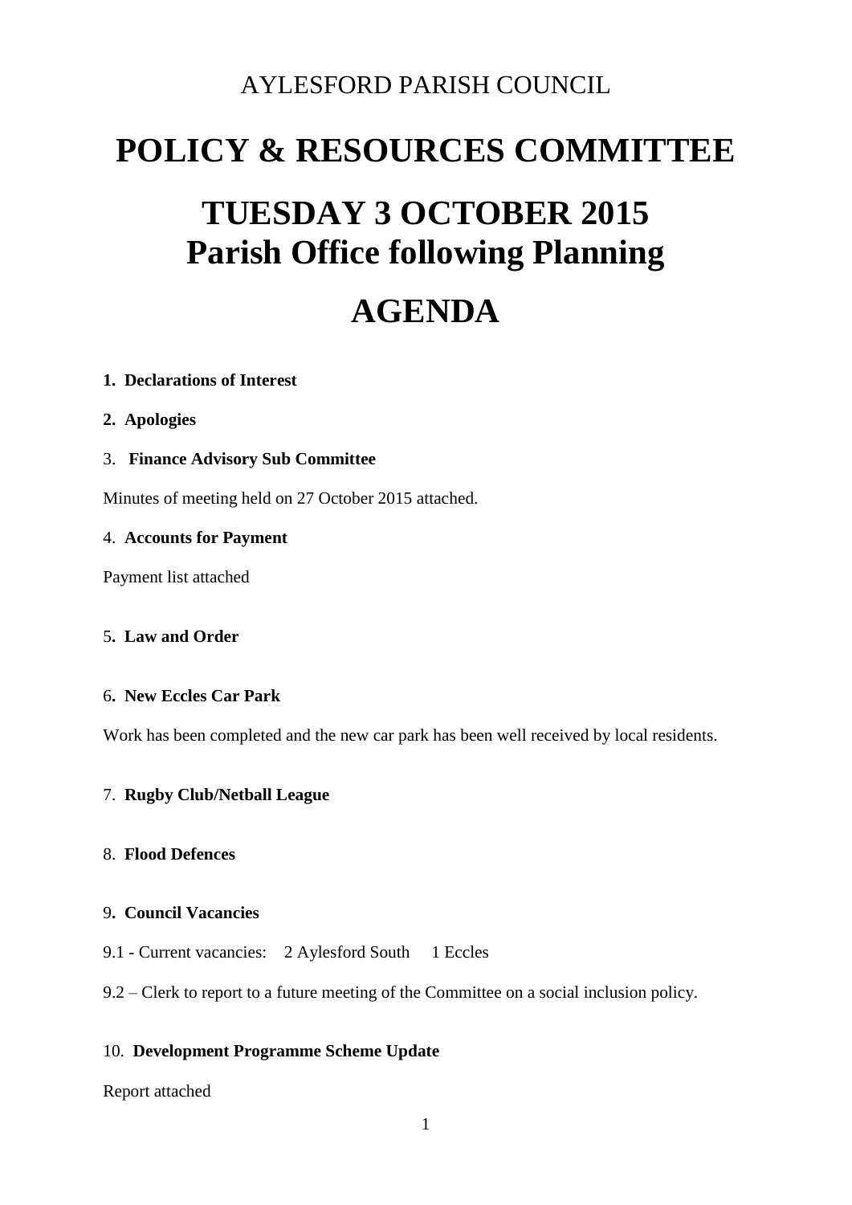AYLESFORD PARISH COUNCIL

# POLICY & RESOURCES COMMITTEE

# TUESDAY 3 OCTOBER 2015
# Parish Office following Planning

# AGENDA

**1. Declarations of Interest**

**2. Apologies**

3. **Finance Advisory Sub Committee**

Minutes of meeting held on 27 October 2015 attached.

4. **Accounts for Payment**

Payment list attached

5**. Law and Order**

6**. New Eccles Car Park**

Work has been completed and the new car park has been well received by local residents.

7. **Rugby Club/Netball League**

8. **Flood Defences**

9**. Council Vacancies**

9.1 - Current vacancies: 2 Aylesford South 1 Eccles

9.2 – Clerk to report to a future meeting of the Committee on a social inclusion policy.

10. **Development Programme Scheme Update**

Report attached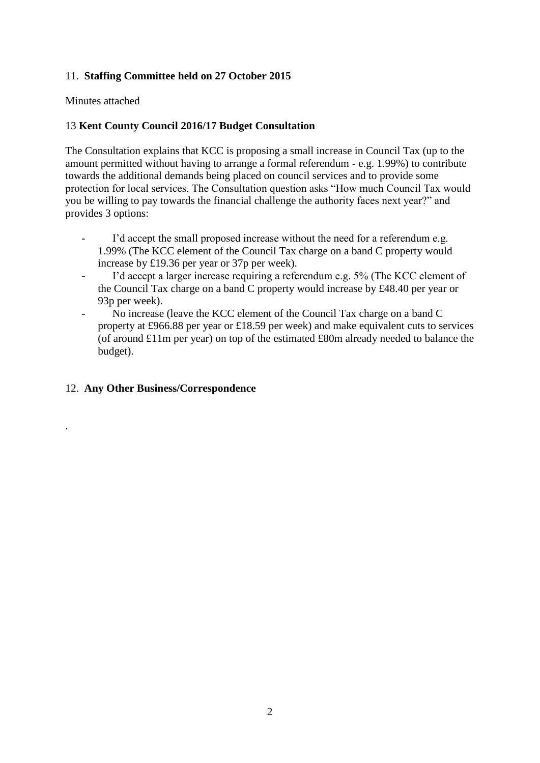11. **Staffing Committee held on 27 October 2015**

Minutes attached

13 **Kent County Council 2016/17 Budget Consultation**

The Consultation explains that KCC is proposing a small increase in Council Tax (up to the amount permitted without having to arrange a formal referendum - e.g. 1.99%) to contribute towards the additional demands being placed on council services and to provide some protection for local services. The Consultation question asks "How much Council Tax would you be willing to pay towards the financial challenge the authority faces next year?" and provides 3 options:

- I'd accept the small proposed increase without the need for a referendum e.g. 1.99% (The KCC element of the Council Tax charge on a band C property would increase by £19.36 per year or 37p per week).
- I'd accept a larger increase requiring a referendum e.g. 5% (The KCC element of the Council Tax charge on a band C property would increase by £48.40 per year or 93p per week).
- No increase (leave the KCC element of the Council Tax charge on a band C property at £966.88 per year or £18.59 per week) and make equivalent cuts to services (of around £11m per year) on top of the estimated £80m already needed to balance the budget).

12. **Any Other Business/Correspondence**

.